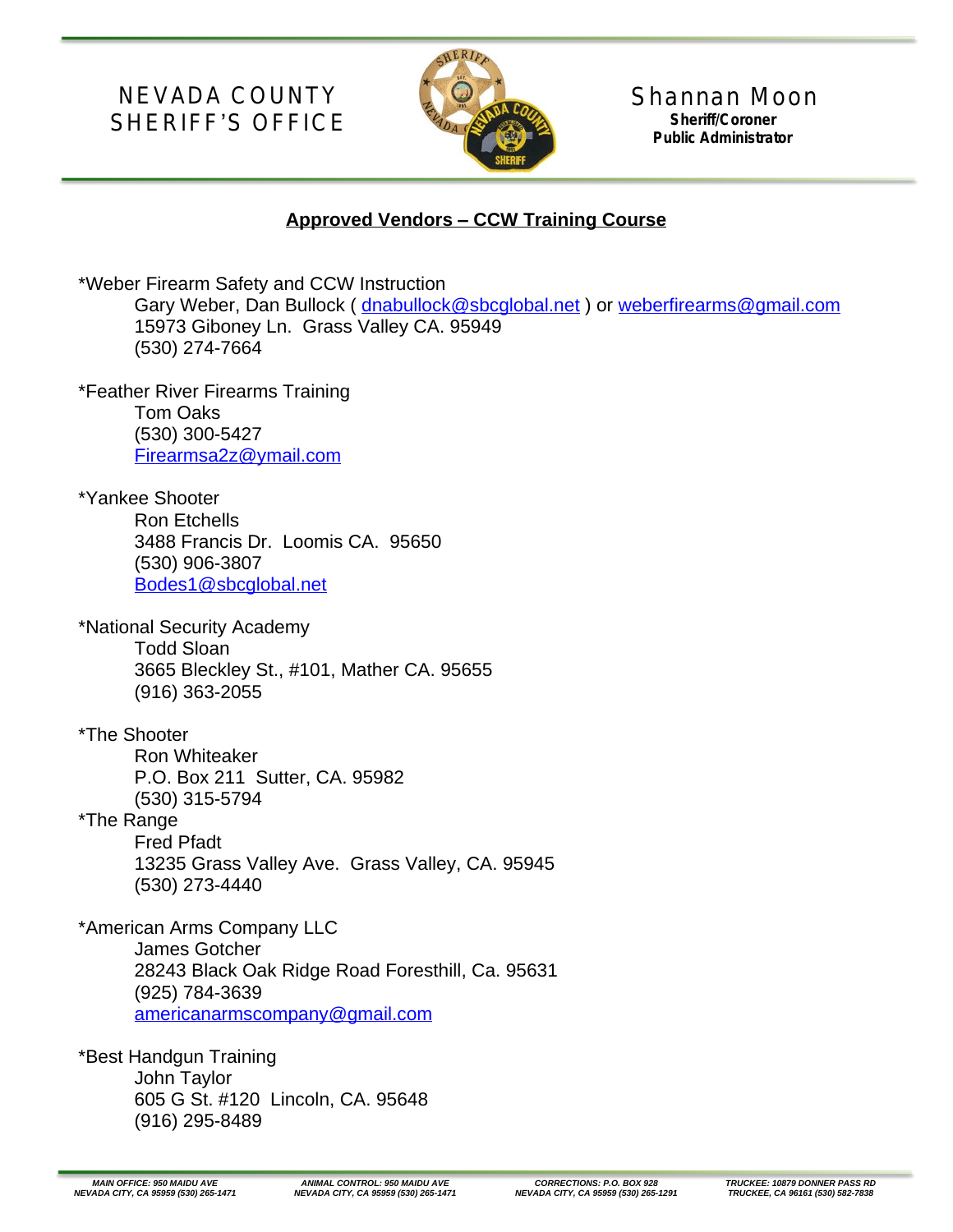NEVADA COUNTY SHERIFF'S OFFICE

Shannan Moon
**Sheriff/Coroner**
**Public Administrator**

## Approved Vendors – CCW Training Course

*Weber Firearm Safety and CCW Instruction
Gary Weber, Dan Bullock ( dnabullock@sbcglobal.net ) or weberfirearms@gmail.com
15973 Giboney Ln. Grass Valley CA. 95949
(530) 274-7664

*Feather River Firearms Training
Tom Oaks
(530) 300-5427
Firearmsa2z@ymail.com

*Yankee Shooter
Ron Etchells
3488 Francis Dr. Loomis CA. 95650
(530) 906-3807
Bodes1@sbcglobal.net

*National Security Academy
Todd Sloan
3665 Bleckley St., #101, Mather CA. 95655
(916) 363-2055

*The Shooter
Ron Whiteaker
P.O. Box 211 Sutter, CA. 95982
(530) 315-5794

*The Range
Fred Pfadt
13235 Grass Valley Ave. Grass Valley, CA. 95945
(530) 273-4440

*American Arms Company LLC
James Gotcher
28243 Black Oak Ridge Road Foresthill, Ca. 95631
(925) 784-3639
americanarmscompany@gmail.com

*Best Handgun Training
John Taylor
605 G St. #120 Lincoln, CA. 95648
(916) 295-8489

MAIN OFFICE: 950 MAIDU AVE NEVADA CITY, CA 95959 (530) 265-1471 | ANIMAL CONTROL: 950 MAIDU AVE NEVADA CITY, CA 95959 (530) 265-1471 | CORRECTIONS: P.O. BOX 928 NEVADA CITY, CA 95959 (530) 265-1291 | TRUCKEE: 10879 DONNER PASS RD TRUCKEE, CA 96161 (530) 582-7838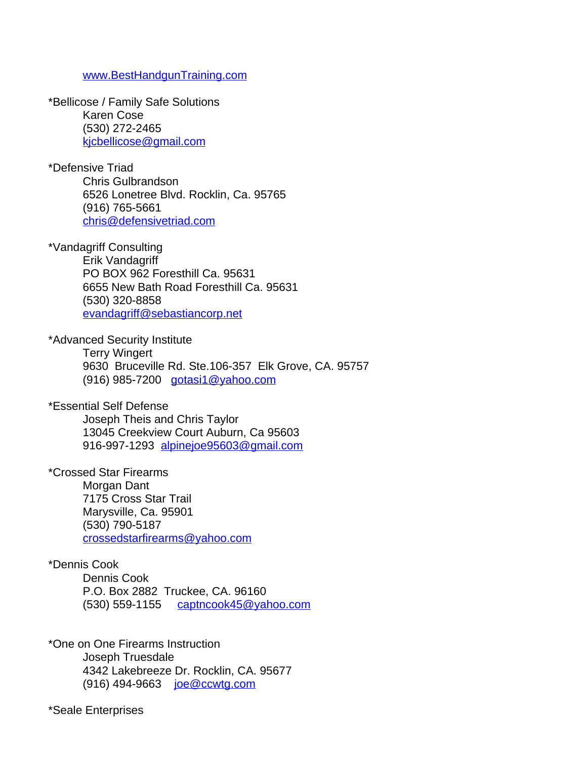www.BestHandgunTraining.com

*Bellicose / Family Safe Solutions
Karen Cose
(530) 272-2465
kjcbellicose@gmail.com

*Defensive Triad
Chris Gulbrandson
6526 Lonetree Blvd. Rocklin, Ca. 95765
(916) 765-5661
chris@defensivetriad.com

*Vandagriff Consulting
Erik Vandagriff
PO BOX 962 Foresthill Ca. 95631
6655 New Bath Road Foresthill Ca. 95631
(530) 320-8858
evandagriff@sebastiancorp.net

*Advanced Security Institute
Terry Wingert
9630 Bruceville Rd. Ste.106-357 Elk Grove, CA. 95757
(916) 985-7200 gotasi1@yahoo.com

*Essential Self Defense
Joseph Theis and Chris Taylor
13045 Creekview Court Auburn, Ca 95603
916-997-1293 alpinejoe95603@gmail.com

*Crossed Star Firearms
Morgan Dant
7175 Cross Star Trail
Marysville, Ca. 95901
(530) 790-5187
crossedstarfirearms@yahoo.com

*Dennis Cook
Dennis Cook
P.O. Box 2882 Truckee, CA. 96160
(530) 559-1155 captncook45@yahoo.com

*One on One Firearms Instruction
Joseph Truesdale
4342 Lakebreeze Dr. Rocklin, CA. 95677
(916) 494-9663 joe@ccwtg.com

*Seale Enterprises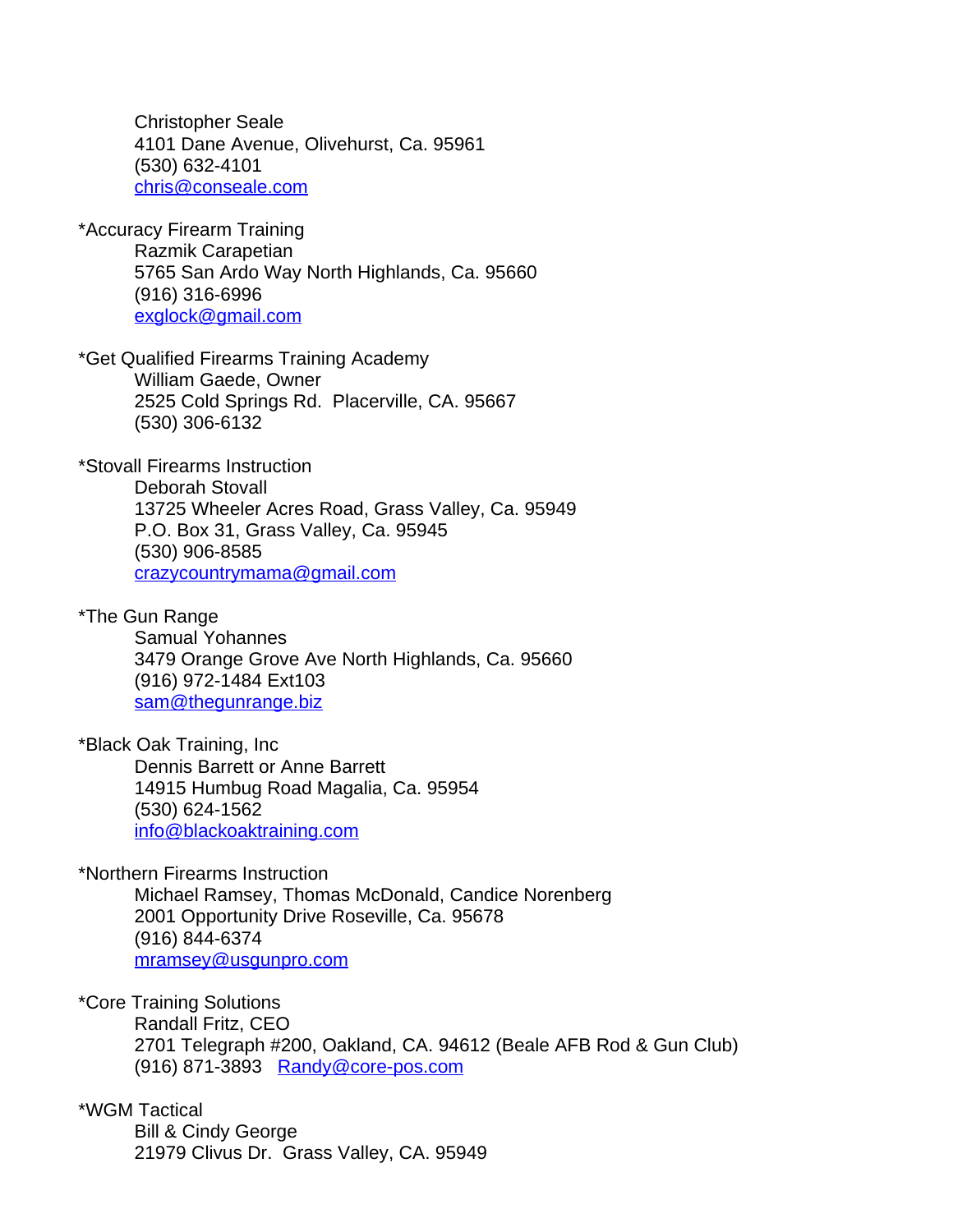Christopher Seale  
4101 Dane Avenue, Olivehurst, Ca. 95961  
(530) 632-4101  
chris@conseale.com

*Accuracy Firearm Training  
Razmik Carapetian  
5765 San Ardo Way North Highlands, Ca. 95660  
(916) 316-6996  
exglock@gmail.com

*Get Qualified Firearms Training Academy  
William Gaede, Owner  
2525 Cold Springs Rd.  Placerville, CA. 95667  
(530) 306-6132

*Stovall Firearms Instruction  
Deborah Stovall  
13725 Wheeler Acres Road, Grass Valley, Ca. 95949  
P.O. Box 31, Grass Valley, Ca. 95945  
(530) 906-8585  
crazycountrymama@gmail.com

*The Gun Range  
Samual Yohannes  
3479 Orange Grove Ave North Highlands, Ca. 95660  
(916) 972-1484 Ext103  
sam@thegunrange.biz

*Black Oak Training, Inc  
Dennis Barrett or Anne Barrett  
14915 Humbug Road Magalia, Ca. 95954  
(530) 624-1562  
info@blackoaktraining.com

*Northern Firearms Instruction  
Michael Ramsey, Thomas McDonald, Candice Norenberg  
2001 Opportunity Drive Roseville, Ca. 95678  
(916) 844-6374  
mramsey@usgunpro.com

*Core Training Solutions  
Randall Fritz, CEO  
2701 Telegraph #200, Oakland, CA. 94612 (Beale AFB Rod & Gun Club)  
(916) 871-3893   Randy@core-pos.com

*WGM Tactical  
Bill & Cindy George  
21979 Clivus Dr.  Grass Valley, CA. 95949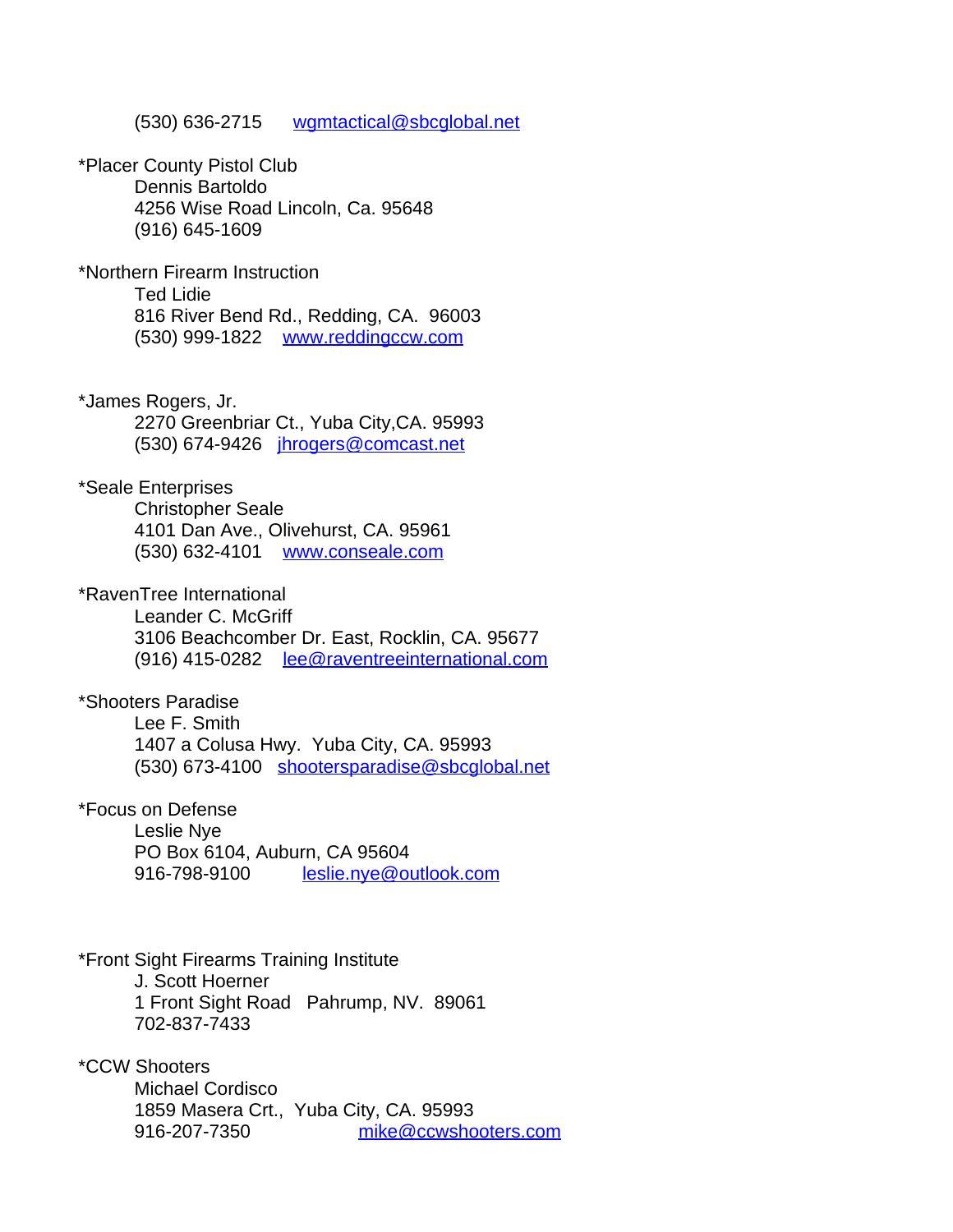(530) 636-2715 wgmtactical@sbcglobal.net

*Placer County Pistol Club
Dennis Bartoldo
4256 Wise Road Lincoln, Ca. 95648
(916) 645-1609

*Northern Firearm Instruction
Ted Lidie
816 River Bend Rd., Redding, CA. 96003
(530) 999-1822 www.reddingccw.com

*James Rogers, Jr.
2270 Greenbriar Ct., Yuba City,CA. 95993
(530) 674-9426 jhrogers@comcast.net

*Seale Enterprises
Christopher Seale
4101 Dan Ave., Olivehurst, CA. 95961
(530) 632-4101 www.conseale.com

*RavenTree International
Leander C. McGriff
3106 Beachcomber Dr. East, Rocklin, CA. 95677
(916) 415-0282 lee@raventreeinternational.com

*Shooters Paradise
Lee F. Smith
1407 a Colusa Hwy. Yuba City, CA. 95993
(530) 673-4100 shootersparadise@sbcglobal.net

*Focus on Defense
Leslie Nye
PO Box 6104, Auburn, CA 95604
916-798-9100 leslie.nye@outlook.com

*Front Sight Firearms Training Institute
J. Scott Hoerner
1 Front Sight Road Pahrump, NV. 89061
702-837-7433

*CCW Shooters
Michael Cordisco
1859 Masera Crt., Yuba City, CA. 95993
916-207-7350 mike@ccwshooters.com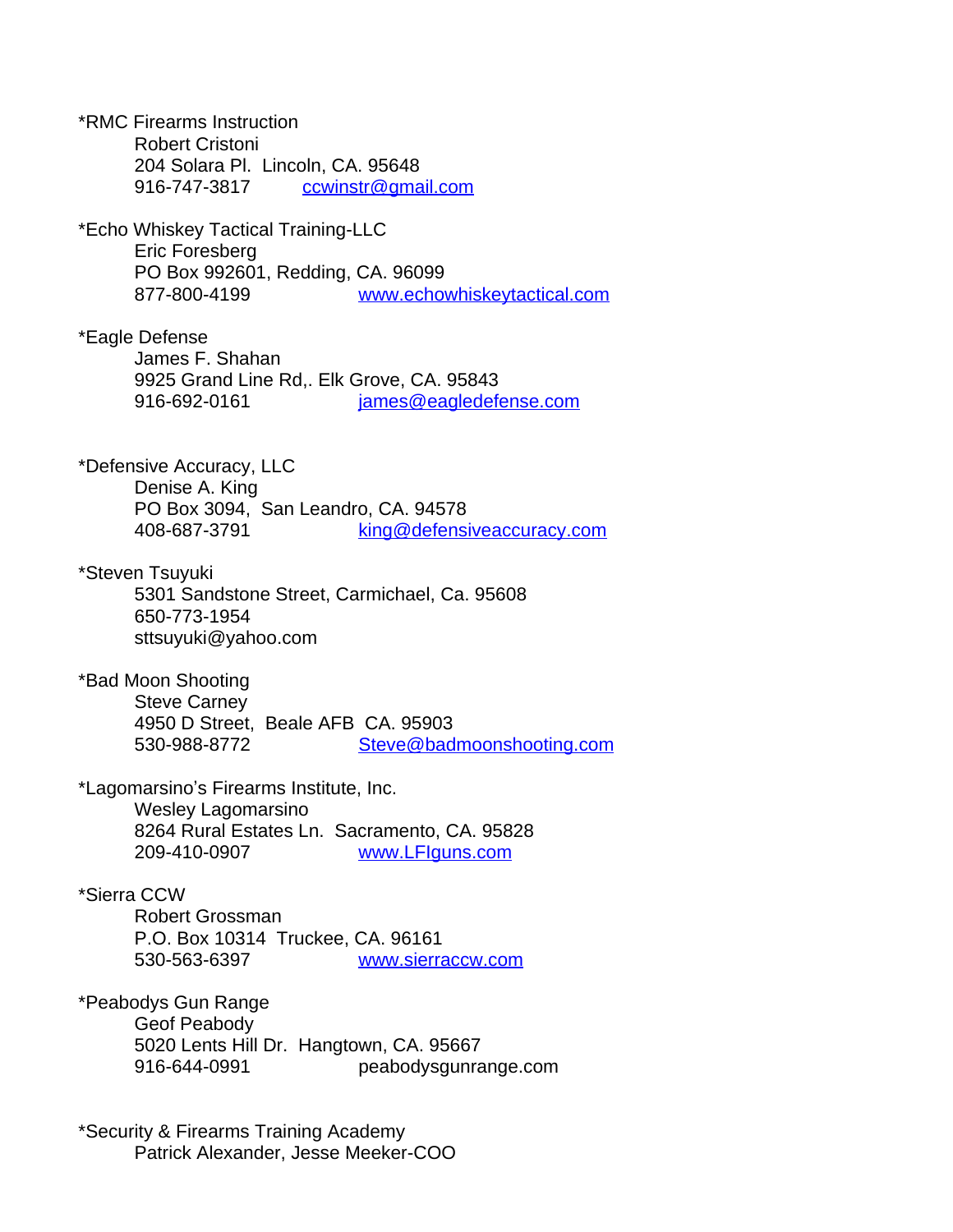*RMC Firearms Instruction
Robert Cristoni
204 Solara Pl.  Lincoln, CA. 95648
916-747-3817    ccwinstr@gmail.com

*Echo Whiskey Tactical Training-LLC
Eric Foresberg
PO Box 992601, Redding, CA. 96099
877-800-4199    www.echowhiskeytactical.com

*Eagle Defense
James F. Shahan
9925 Grand Line Rd,. Elk Grove, CA. 95843
916-692-0161    james@eagledefense.com

*Defensive Accuracy, LLC
Denise A. King
PO Box 3094,  San Leandro, CA. 94578
408-687-3791    king@defensiveaccuracy.com

*Steven Tsuyuki
5301 Sandstone Street, Carmichael, Ca. 95608
650-773-1954
sttsuyuki@yahoo.com

*Bad Moon Shooting
Steve Carney
4950 D Street,  Beale AFB  CA. 95903
530-988-8772    Steve@badmoonshooting.com

*Lagomarsino's Firearms Institute, Inc.
Wesley Lagomarsino
8264 Rural Estates Ln.  Sacramento, CA. 95828
209-410-0907    www.LFIguns.com

*Sierra CCW
Robert Grossman
P.O. Box 10314  Truckee, CA. 96161
530-563-6397    www.sierraccw.com

*Peabodys Gun Range
Geof Peabody
5020 Lents Hill Dr.  Hangtown, CA. 95667
916-644-0991    peabodysgunrange.com

*Security & Firearms Training Academy
Patrick Alexander, Jesse Meeker-COO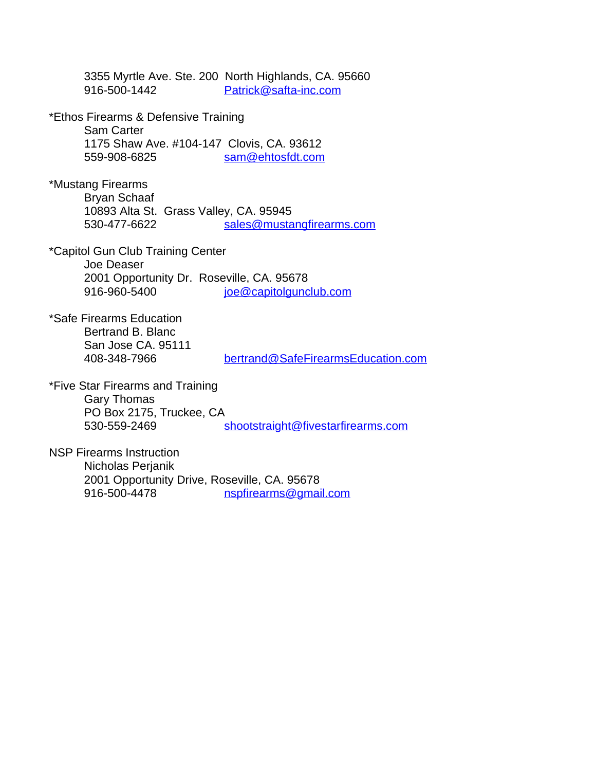3355 Myrtle Ave. Ste. 200  North Highlands, CA. 95660
916-500-1442  Patrick@safta-inc.com

*Ethos Firearms & Defensive Training
Sam Carter
1175 Shaw Ave. #104-147  Clovis, CA. 93612
559-908-6825  sam@ehtosfdt.com

*Mustang Firearms
Bryan Schaaf
10893 Alta St.  Grass Valley, CA. 95945
530-477-6622  sales@mustangfirearms.com

*Capitol Gun Club Training Center
Joe Deaser
2001 Opportunity Dr.  Roseville, CA. 95678
916-960-5400  joe@capitolgunclub.com

*Safe Firearms Education
Bertrand B. Blanc
San Jose CA. 95111
408-348-7966  bertrand@SafeFirearmsEducation.com

*Five Star Firearms and Training
Gary Thomas
PO Box 2175, Truckee, CA
530-559-2469  shootstraight@fivestarfirearms.com

NSP Firearms Instruction
Nicholas Perjanik
2001 Opportunity Drive, Roseville, CA. 95678
916-500-4478  nspfirearms@gmail.com